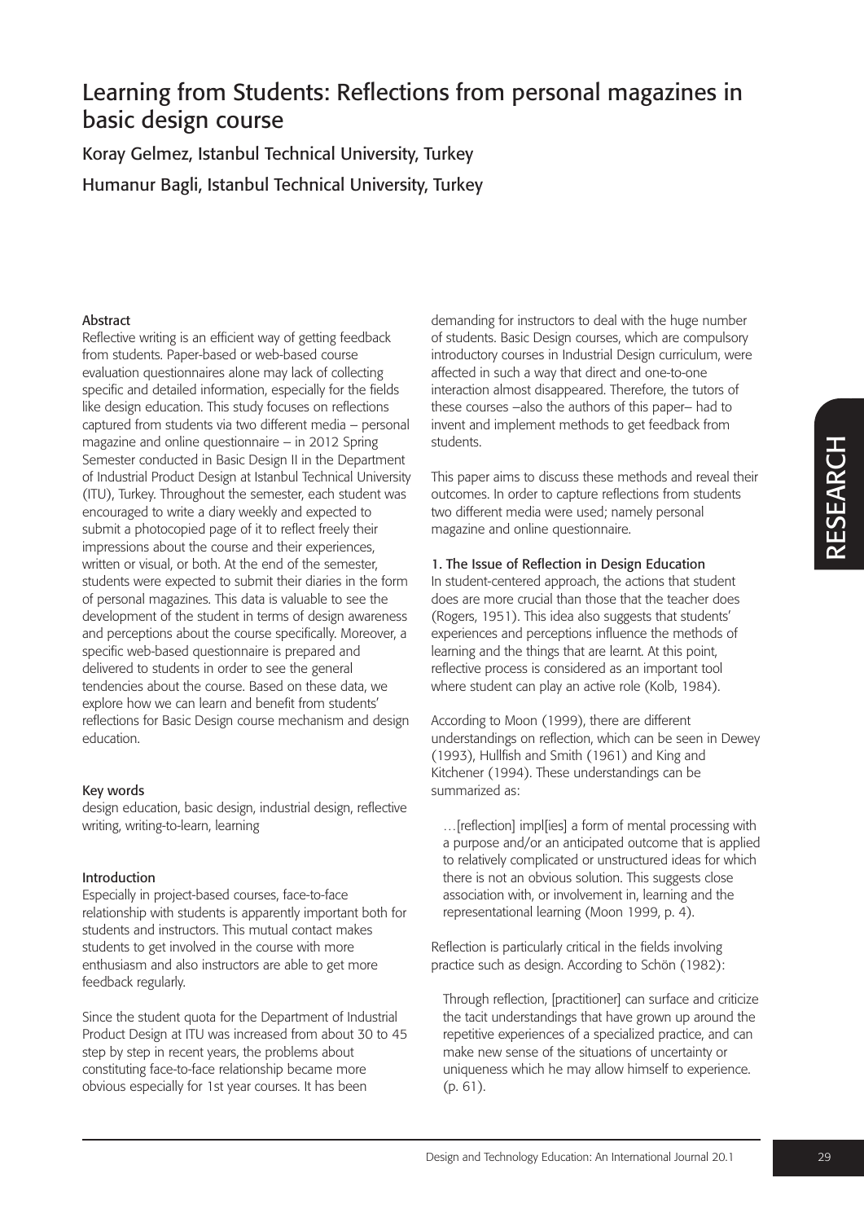# Learning from Students: Reflections from personal magazines in basic design course

Koray Gelmez, Istanbul Technical University, Turkey

Humanur Bagli, Istanbul Technical University, Turkey

### Abstract

Reflective writing is an efficient way of getting feedback from students. Paper-based or web-based course evaluation questionnaires alone may lack of collecting specific and detailed information, especially for the fields like design education. This study focuses on reflections captured from students via two different media – personal magazine and online questionnaire – in 2012 Spring Semester conducted in Basic Design II in the Department of Industrial Product Design at Istanbul Technical University (ITU), Turkey. Throughout the semester, each student was encouraged to write a diary weekly and expected to submit a photocopied page of it to reflect freely their impressions about the course and their experiences, written or visual, or both. At the end of the semester, students were expected to submit their diaries in the form of personal magazines. This data is valuable to see the development of the student in terms of design awareness and perceptions about the course specifically. Moreover, a specific web-based questionnaire is prepared and delivered to students in order to see the general tendencies about the course. Based on these data, we explore how we can learn and benefit from students' reflections for Basic Design course mechanism and design education.

### Key words

design education, basic design, industrial design, reflective writing, writing-to-learn, learning

### Introduction

Especially in project-based courses, face-to-face relationship with students is apparently important both for students and instructors. This mutual contact makes students to get involved in the course with more enthusiasm and also instructors are able to get more feedback regularly.

Since the student quota for the Department of Industrial Product Design at ITU was increased from about 30 to 45 step by step in recent years, the problems about constituting face-to-face relationship became more obvious especially for 1st year courses. It has been demanding for instructors to deal with the huge number of students. Basic Design courses, which are compulsory introductory courses in Industrial Design curriculum, were affected in such a way that direct and one-to-one interaction almost disappeared. Therefore, the tutors of these courses –also the authors of this paper– had to invent and implement methods to get feedback from students.

This paper aims to discuss these methods and reveal their outcomes. In order to capture reflections from students two different media were used; namely personal magazine and online questionnaire.

### 1. The Issue of Reflection in Design Education

In student-centered approach, the actions that student does are more crucial than those that the teacher does (Rogers, 1951). This idea also suggests that students' experiences and perceptions influence the methods of learning and the things that are learnt. At this point, reflective process is considered as an important tool where student can play an active role (Kolb, 1984).

According to Moon (1999), there are different understandings on reflection, which can be seen in Dewey (1993), Hullfish and Smith (1961) and King and Kitchener (1994). These understandings can be summarized as:

> …[reflection] impl[ies] a form of mental processing with a purpose and/or an anticipated outcome that is applied to relatively complicated or unstructured ideas for which there is not an obvious solution. This suggests close association with, or involvement in, learning and the representational learning (Moon 1999, p. 4).

Reflection is particularly critical in the fields involving practice such as design. According to Schön (1982):

> Through reflection, [practitioner] can surface and criticize the tacit understandings that have grown up around the repetitive experiences of a specialized practice, and can make new sense of the situations of uncertainty or uniqueness which he may allow himself to experience. (p. 61).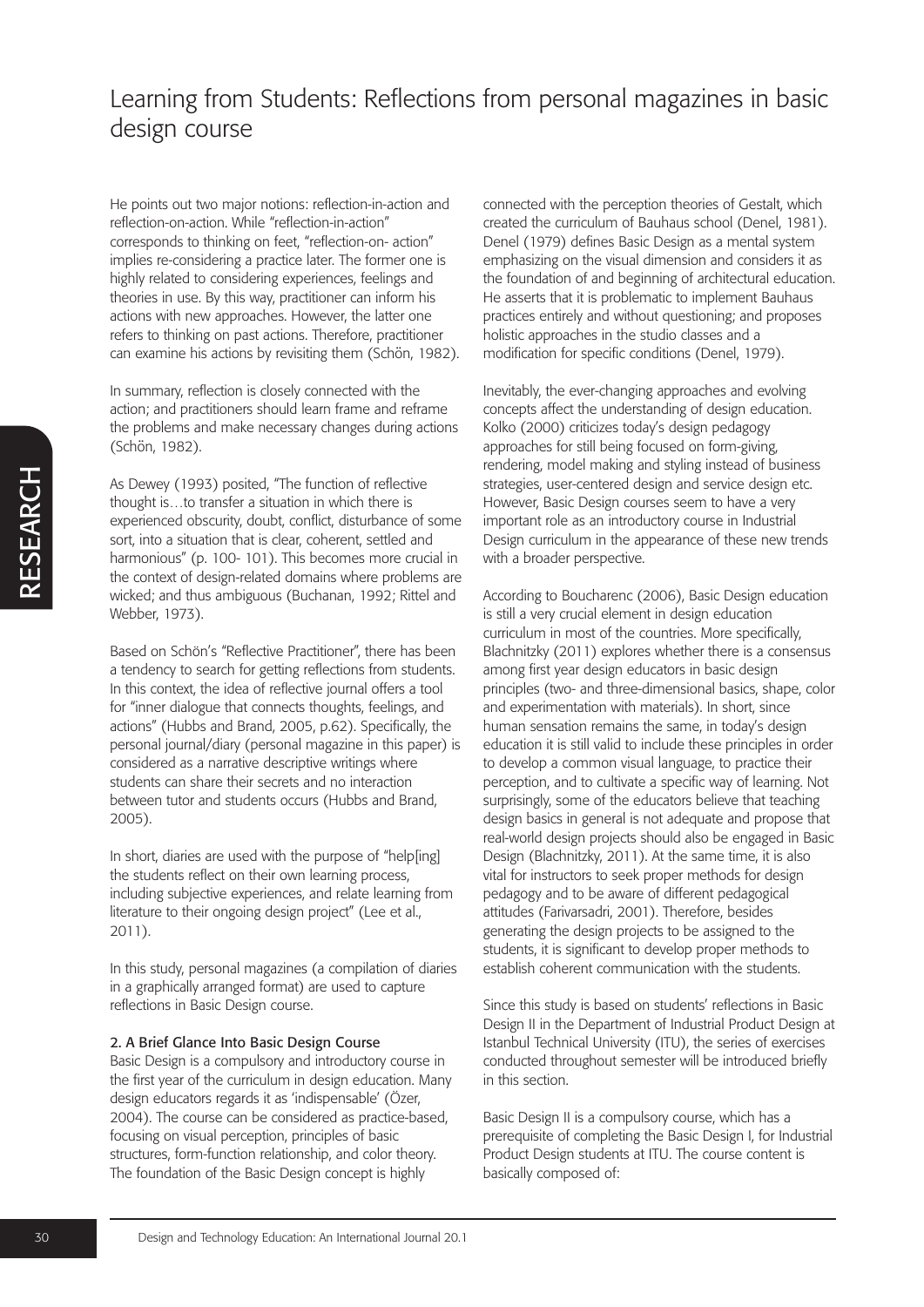He points out two major notions: reflection-in-action and reflection-on-action. While "reflection-in-action" corresponds to thinking on feet, "reflection-on- action" implies re-considering a practice later. The former one is highly related to considering experiences, feelings and theories in use. By this way, practitioner can inform his actions with new approaches. However, the latter one refers to thinking on past actions. Therefore, practitioner can examine his actions by revisiting them (Schön, 1982).

In summary, reflection is closely connected with the action; and practitioners should learn frame and reframe the problems and make necessary changes during actions (Schön, 1982).

As Dewey (1993) posited, "The function of reflective thought is…to transfer a situation in which there is experienced obscurity, doubt, conflict, disturbance of some sort, into a situation that is clear, coherent, settled and harmonious" (p. 100- 101). This becomes more crucial in the context of design-related domains where problems are wicked; and thus ambiguous (Buchanan, 1992; Rittel and Webber, 1973).

Based on Schön's "Reflective Practitioner", there has been a tendency to search for getting reflections from students. In this context, the idea of reflective journal offers a tool for "inner dialogue that connects thoughts, feelings, and actions" (Hubbs and Brand, 2005, p.62). Specifically, the personal journal/diary (personal magazine in this paper) is considered as a narrative descriptive writings where students can share their secrets and no interaction between tutor and students occurs (Hubbs and Brand, 2005).

In short, diaries are used with the purpose of "help[ing] the students reflect on their own learning process, including subjective experiences, and relate learning from literature to their ongoing design project" (Lee et al., 2011).

In this study, personal magazines (a compilation of diaries in a graphically arranged format) are used to capture reflections in Basic Design course.

## 2. A Brief Glance Into Basic Design Course

Basic Design is a compulsory and introductory course in the first year of the curriculum in design education. Many design educators regards it as 'indispensable' (Özer, 2004). The course can be considered as practice-based, focusing on visual perception, principles of basic structures, form-function relationship, and color theory. The foundation of the Basic Design concept is highly connected with the perception theories of Gestalt, which created the curriculum of Bauhaus school (Denel, 1981). Denel (1979) defines Basic Design as a mental system emphasizing on the visual dimension and considers it as the foundation of and beginning of architectural education. He asserts that it is problematic to implement Bauhaus practices entirely and without questioning; and proposes holistic approaches in the studio classes and a modification for specific conditions (Denel, 1979).

Inevitably, the ever-changing approaches and evolving concepts affect the understanding of design education. Kolko (2000) criticizes today's design pedagogy approaches for still being focused on form-giving, rendering, model making and styling instead of business strategies, user-centered design and service design etc. However, Basic Design courses seem to have a very important role as an introductory course in Industrial Design curriculum in the appearance of these new trends with a broader perspective.

According to Boucharenc (2006), Basic Design education is still a very crucial element in design education curriculum in most of the countries. More specifically, Blachnitzky (2011) explores whether there is a consensus among first year design educators in basic design principles (two- and three-dimensional basics, shape, color and experimentation with materials). In short, since human sensation remains the same, in today's design education it is still valid to include these principles in order to develop a common visual language, to practice their perception, and to cultivate a specific way of learning. Not surprisingly, some of the educators believe that teaching design basics in general is not adequate and propose that real-world design projects should also be engaged in Basic Design (Blachnitzky, 2011). At the same time, it is also vital for instructors to seek proper methods for design pedagogy and to be aware of different pedagogical attitudes (Farivarsadri, 2001). Therefore, besides generating the design projects to be assigned to the students, it is significant to develop proper methods to establish coherent communication with the students.

Since this study is based on students' reflections in Basic Design II in the Department of Industrial Product Design at Istanbul Technical University (ITU), the series of exercises conducted throughout semester will be introduced briefly in this section.

Basic Design II is a compulsory course, which has a prerequisite of completing the Basic Design I, for Industrial Product Design students at ITU. The course content is basically composed of: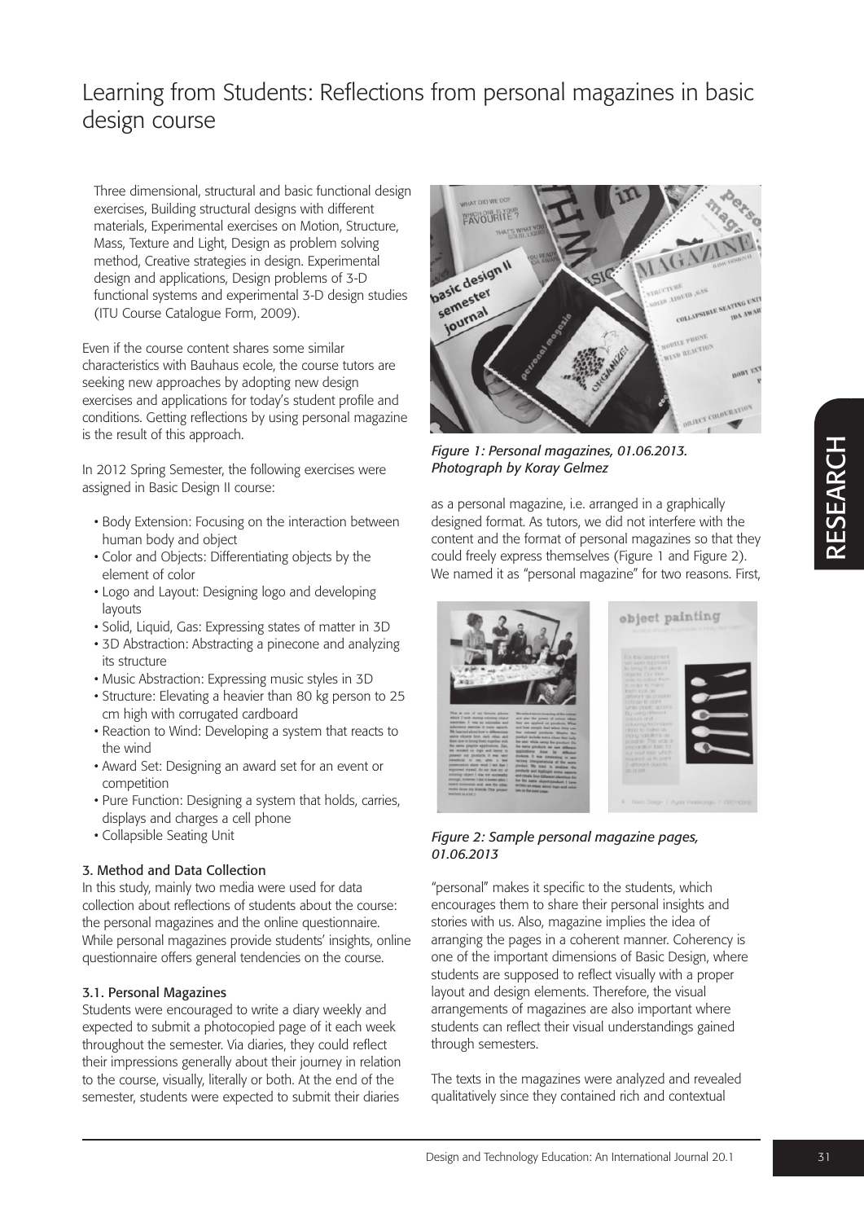# Learning from Students: Reflections from personal magazines in basic design course

Three dimensional, structural and basic functional design exercises, Building structural designs with different materials, Experimental exercises on Motion, Structure, Mass, Texture and Light, Design as problem solving method, Creative strategies in design. Experimental design and applications, Design problems of 3-D functional systems and experimental 3-D design studies (ITU Course Catalogue Form, 2009).

Even if the course content shares some similar characteristics with Bauhaus ecole, the course tutors are seeking new approaches by adopting new design exercises and applications for today's student profile and conditions. Getting reflections by using personal magazine is the result of this approach.

In 2012 Spring Semester, the following exercises were assigned in Basic Design II course:

- Body Extension: Focusing on the interaction between human body and object
- Color and Objects: Differentiating objects by the element of color
- Logo and Layout: Designing logo and developing layouts
- Solid, Liquid, Gas: Expressing states of matter in 3D
- 3D Abstraction: Abstracting a pinecone and analyzing its structure
- Music Abstraction: Expressing music styles in 3D
- Structure: Elevating a heavier than 80 kg person to 25 cm high with corrugated cardboard
- Reaction to Wind: Developing a system that reacts to the wind
- Award Set: Designing an award set for an event or competition
- Pure Function: Designing a system that holds, carries, displays and charges a cell phone
- Collapsible Seating Unit

### 3. Method and Data Collection

In this study, mainly two media were used for data collection about reflections of students about the course: the personal magazines and the online questionnaire. While personal magazines provide students' insights, online questionnaire offers general tendencies on the course.

### 3.1. Personal Magazines

Students were encouraged to write a diary weekly and expected to submit a photocopied page of it each week throughout the semester. Via diaries, they could reflect their impressions generally about their journey in relation to the course, visually, literally or both. At the end of the semester, students were expected to submit their diaries as a personal magazine, i.e. arranged in a graphically designed format. As tutors, we did not interfere with the content and the format of personal magazines so that they could freely express themselves (Figure 1 and Figure 2). We named it as "personal magazine" for two reasons. First, "personal" makes it specific to the students, which encourages them to share their personal insights and stories with us. Also, magazine implies the idea of arranging the pages in a coherent manner. Coherency is one of the important dimensions of Basic Design, where students are supposed to reflect visually with a proper layout and design elements. Therefore, the visual arrangements of magazines are also important where students can reflect their visual understandings gained through semesters.

*Figure 1: Personal magazines, 01.06.2013. Photograph by Koray Gelmez*

*Figure 2: Sample personal magazine pages, 01.06.2013*

The texts in the magazines were analyzed and revealed qualitatively since they contained rich and contextual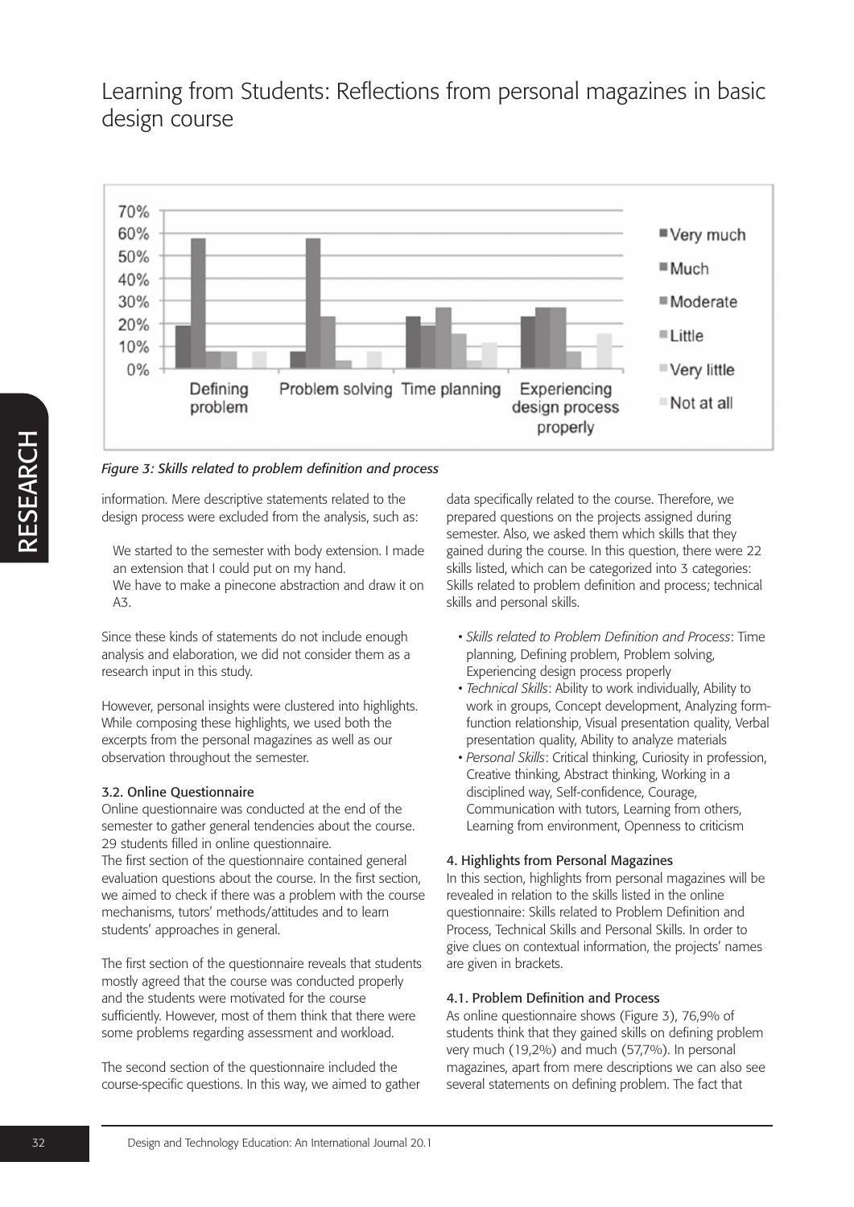Figure 3: Skills related to problem definition and process

information. Mere descriptive statements related to the design process were excluded from the analysis, such as:

> We started to the semester with body extension. I made an extension that I could put on my hand.
> We have to make a pinecone abstraction and draw it on A3.

Since these kinds of statements do not include enough analysis and elaboration, we did not consider them as a research input in this study.

However, personal insights were clustered into highlights. While composing these highlights, we used both the excerpts from the personal magazines as well as our observation throughout the semester.

### 3.2. Online Questionnaire

Online questionnaire was conducted at the end of the semester to gather general tendencies about the course. 29 students filled in online questionnaire.

The first section of the questionnaire contained general evaluation questions about the course. In the first section, we aimed to check if there was a problem with the course mechanisms, tutors' methods/attitudes and to learn students' approaches in general.

The first section of the questionnaire reveals that students mostly agreed that the course was conducted properly and the students were motivated for the course sufficiently. However, most of them think that there were some problems regarding assessment and workload.

The second section of the questionnaire included the course-specific questions. In this way, we aimed to gather data specifically related to the course. Therefore, we prepared questions on the projects assigned during semester. Also, we asked them which skills that they gained during the course. In this question, there were 22 skills listed, which can be categorized into 3 categories: Skills related to problem definition and process; technical skills and personal skills.

- *Skills related to Problem Definition and Process*: Time planning, Defining problem, Problem solving, Experiencing design process properly
- *Technical Skills*: Ability to work individually, Ability to work in groups, Concept development, Analyzing form-function relationship, Visual presentation quality, Verbal presentation quality, Ability to analyze materials
- *Personal Skills*: Critical thinking, Curiosity in profession, Creative thinking, Abstract thinking, Working in a disciplined way, Self-confidence, Courage, Communication with tutors, Learning from others, Learning from environment, Openness to criticism

## 4. Highlights from Personal Magazines

In this section, highlights from personal magazines will be revealed in relation to the skills listed in the online questionnaire: Skills related to Problem Definition and Process, Technical Skills and Personal Skills. In order to give clues on contextual information, the projects' names are given in brackets.

### 4.1. Problem Definition and Process

As online questionnaire shows (Figure 3), 76,9% of students think that they gained skills on defining problem very much (19,2%) and much (57,7%). In personal magazines, apart from mere descriptions we can also see several statements on defining problem. The fact that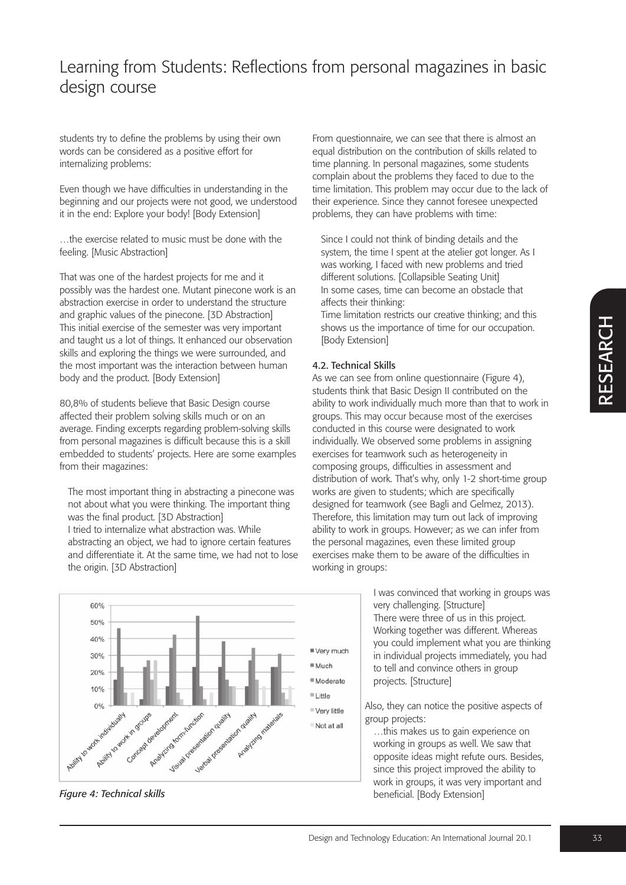students try to define the problems by using their own words can be considered as a positive effort for internalizing problems:

Even though we have difficulties in understanding in the beginning and our projects were not good, we understood it in the end: Explore your body! [Body Extension]

…the exercise related to music must be done with the feeling. [Music Abstraction]

That was one of the hardest projects for me and it possibly was the hardest one. Mutant pinecone work is an abstraction exercise in order to understand the structure and graphic values of the pinecone. [3D Abstraction]
This initial exercise of the semester was very important and taught us a lot of things. It enhanced our observation skills and exploring the things we were surrounded, and the most important was the interaction between human body and the product. [Body Extension]

80,8% of students believe that Basic Design course affected their problem solving skills much or on an average. Finding excerpts regarding problem-solving skills from personal magazines is difficult because this is a skill embedded to students' projects. Here are some examples from their magazines:

> The most important thing in abstracting a pinecone was not about what you were thinking. The important thing was the final product. [3D Abstraction]
> I tried to internalize what abstraction was. While abstracting an object, we had to ignore certain features and differentiate it. At the same time, we had not to lose the origin. [3D Abstraction]

*Figure 4: Technical skills*

From questionnaire, we can see that there is almost an equal distribution on the contribution of skills related to time planning. In personal magazines, some students complain about the problems they faced to due to the time limitation. This problem may occur due to the lack of their experience. Since they cannot foresee unexpected problems, they can have problems with time:

> Since I could not think of binding details and the system, the time I spent at the atelier got longer. As I was working, I faced with new problems and tried different solutions. [Collapsible Seating Unit]
> In some cases, time can become an obstacle that affects their thinking:
> Time limitation restricts our creative thinking; and this shows us the importance of time for our occupation. [Body Extension]

### 4.2. Technical Skills

As we can see from online questionnaire (Figure 4), students think that Basic Design II contributed on the ability to work individually much more than that to work in groups. This may occur because most of the exercises conducted in this course were designated to work individually. We observed some problems in assigning exercises for teamwork such as heterogeneity in composing groups, difficulties in assessment and distribution of work. That's why, only 1-2 short-time group works are given to students; which are specifically designed for teamwork (see Bagli and Gelmez, 2013). Therefore, this limitation may turn out lack of improving ability to work in groups. However; as we can infer from the personal magazines, even these limited group exercises make them to be aware of the difficulties in working in groups:

> I was convinced that working in groups was very challenging. [Structure]
> There were three of us in this project. Working together was different. Whereas you could implement what you are thinking in individual projects immediately, you had to tell and convince others in group projects. [Structure]

Also, they can notice the positive aspects of group projects:

> …this makes us to gain experience on working in groups as well. We saw that opposite ideas might refute ours. Besides, since this project improved the ability to work in groups, it was very important and beneficial. [Body Extension]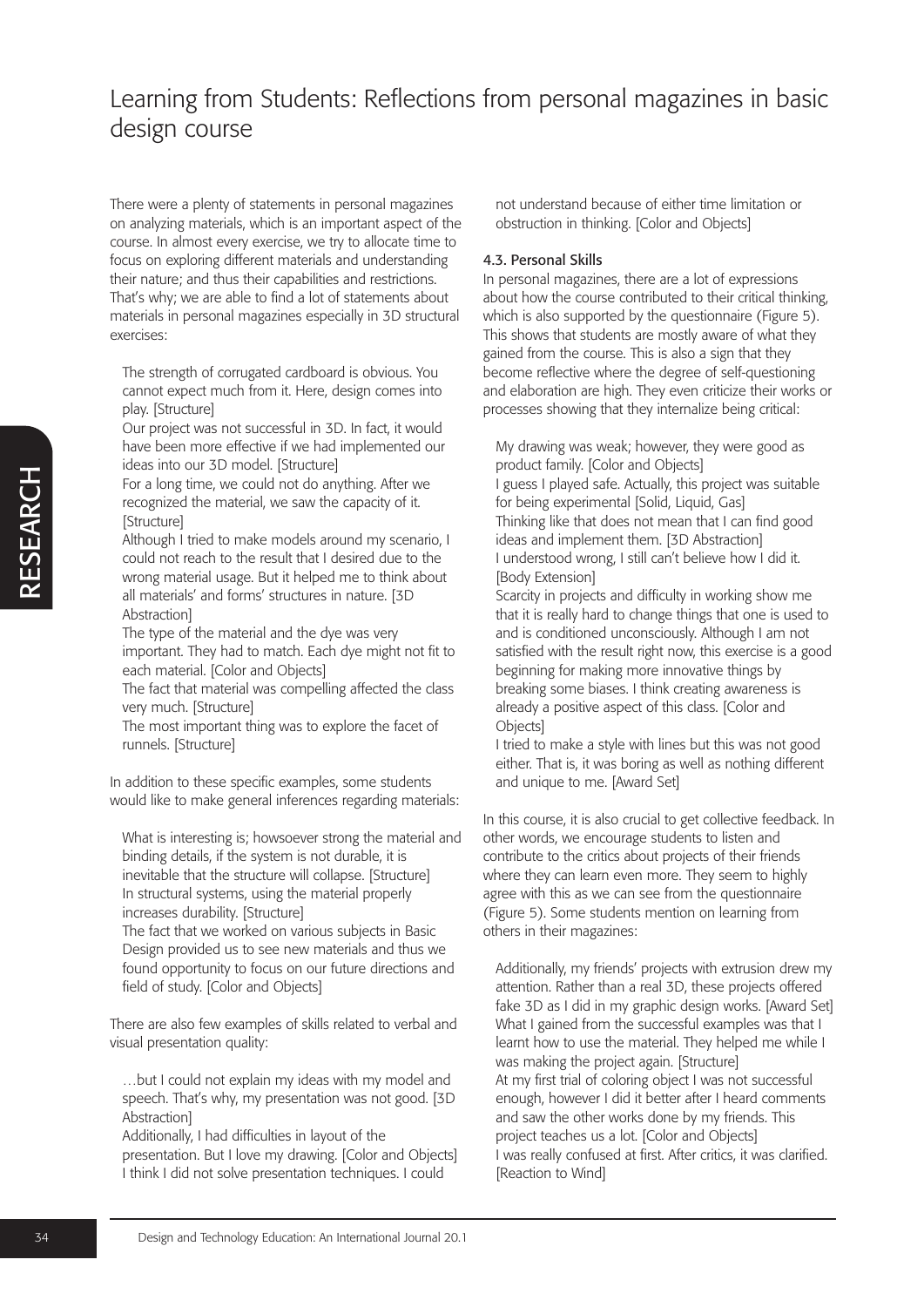There were a plenty of statements in personal magazines on analyzing materials, which is an important aspect of the course. In almost every exercise, we try to allocate time to focus on exploring different materials and understanding their nature; and thus their capabilities and restrictions. That's why; we are able to find a lot of statements about materials in personal magazines especially in 3D structural exercises:

> The strength of corrugated cardboard is obvious. You cannot expect much from it. Here, design comes into play. [Structure]
> Our project was not successful in 3D. In fact, it would have been more effective if we had implemented our ideas into our 3D model. [Structure]
> For a long time, we could not do anything. After we recognized the material, we saw the capacity of it. [Structure]
> Although I tried to make models around my scenario, I could not reach to the result that I desired due to the wrong material usage. But it helped me to think about all materials' and forms' structures in nature. [3D Abstraction]
> The type of the material and the dye was very important. They had to match. Each dye might not fit to each material. [Color and Objects]
> The fact that material was compelling affected the class very much. [Structure]
> The most important thing was to explore the facet of runnels. [Structure]

In addition to these specific examples, some students would like to make general inferences regarding materials:

> What is interesting is; howsoever strong the material and binding details, if the system is not durable, it is inevitable that the structure will collapse. [Structure]
> In structural systems, using the material properly increases durability. [Structure]
> The fact that we worked on various subjects in Basic Design provided us to see new materials and thus we found opportunity to focus on our future directions and field of study. [Color and Objects]

There are also few examples of skills related to verbal and visual presentation quality:

> …but I could not explain my ideas with my model and speech. That's why, my presentation was not good. [3D Abstraction]
> Additionally, I had difficulties in layout of the presentation. But I love my drawing. [Color and Objects]
> I think I did not solve presentation techniques. I could not understand because of either time limitation or obstruction in thinking. [Color and Objects]

### 4.3. Personal Skills

In personal magazines, there are a lot of expressions about how the course contributed to their critical thinking, which is also supported by the questionnaire (Figure 5). This shows that students are mostly aware of what they gained from the course. This is also a sign that they become reflective where the degree of self-questioning and elaboration are high. They even criticize their works or processes showing that they internalize being critical:

> My drawing was weak; however, they were good as product family. [Color and Objects]
> I guess I played safe. Actually, this project was suitable for being experimental [Solid, Liquid, Gas]
> Thinking like that does not mean that I can find good ideas and implement them. [3D Abstraction]
> I understood wrong, I still can't believe how I did it. [Body Extension]
> Scarcity in projects and difficulty in working show me that it is really hard to change things that one is used to and is conditioned unconsciously. Although I am not satisfied with the result right now, this exercise is a good beginning for making more innovative things by breaking some biases. I think creating awareness is already a positive aspect of this class. [Color and Objects]
> I tried to make a style with lines but this was not good either. That is, it was boring as well as nothing different and unique to me. [Award Set]

In this course, it is also crucial to get collective feedback. In other words, we encourage students to listen and contribute to the critics about projects of their friends where they can learn even more. They seem to highly agree with this as we can see from the questionnaire (Figure 5). Some students mention on learning from others in their magazines:

> Additionally, my friends' projects with extrusion drew my attention. Rather than a real 3D, these projects offered fake 3D as I did in my graphic design works. [Award Set]
> What I gained from the successful examples was that I learnt how to use the material. They helped me while I was making the project again. [Structure]
> At my first trial of coloring object I was not successful enough, however I did it better after I heard comments and saw the other works done by my friends. This project teaches us a lot. [Color and Objects]
> I was really confused at first. After critics, it was clarified. [Reaction to Wind]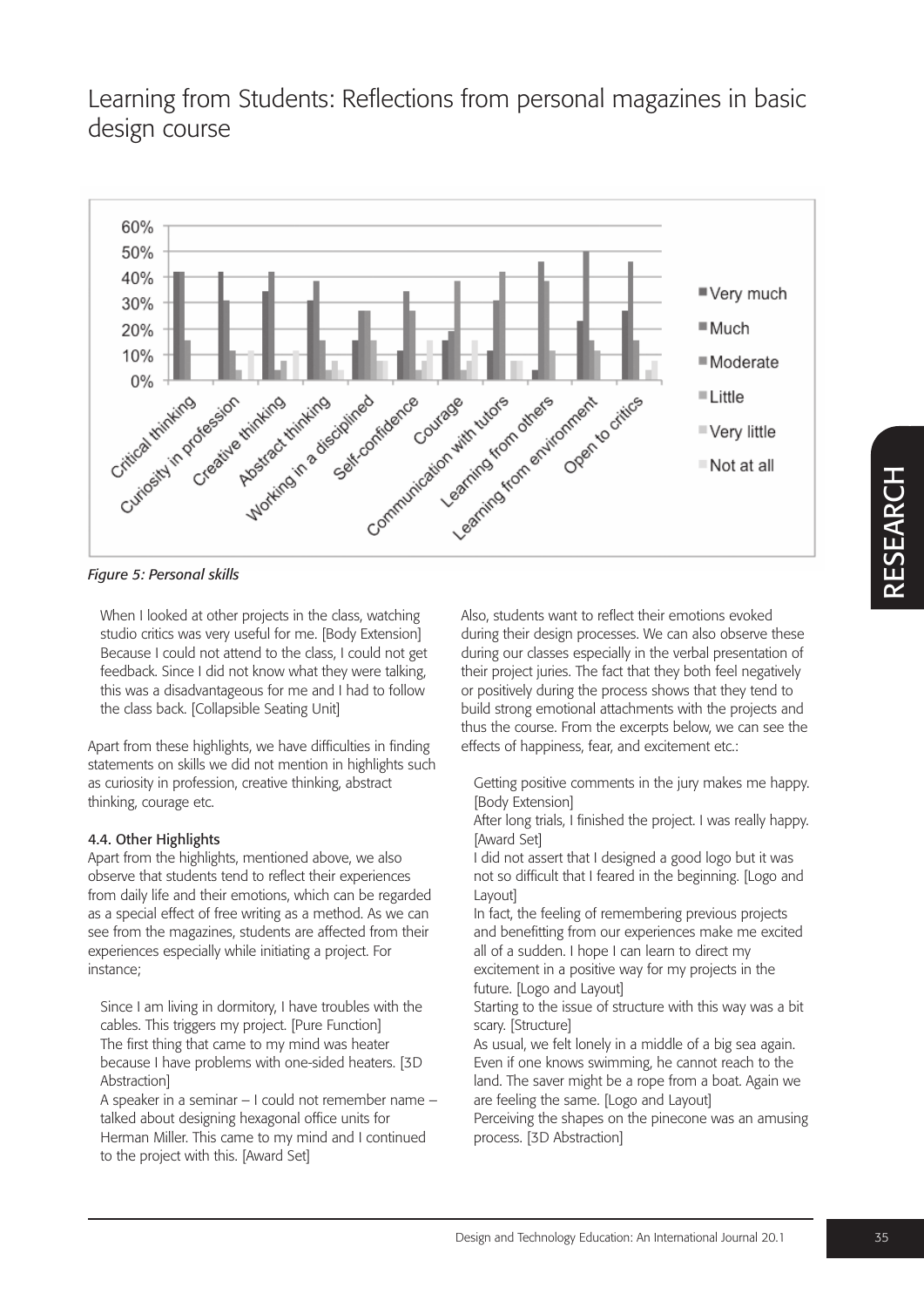# Learning from Students: Reflections from personal magazines in basic design course

*Figure 5: Personal skills*

> When I looked at other projects in the class, watching studio critics was very useful for me. [Body Extension]
> Because I could not attend to the class, I could not get feedback. Since I did not know what they were talking, this was a disadvantageous for me and I had to follow the class back. [Collapsible Seating Unit]

Apart from these highlights, we have difficulties in finding statements on skills we did not mention in highlights such as curiosity in profession, creative thinking, abstract thinking, courage etc.

### 4.4. Other Highlights

Apart from the highlights, mentioned above, we also observe that students tend to reflect their experiences from daily life and their emotions, which can be regarded as a special effect of free writing as a method. As we can see from the magazines, students are affected from their experiences especially while initiating a project. For instance;

> Since I am living in dormitory, I have troubles with the cables. This triggers my project. [Pure Function]
> The first thing that came to my mind was heater because I have problems with one-sided heaters. [3D Abstraction]
> A speaker in a seminar – I could not remember name – talked about designing hexagonal office units for Herman Miller. This came to my mind and I continued to the project with this. [Award Set]

Also, students want to reflect their emotions evoked during their design processes. We can also observe these during our classes especially in the verbal presentation of their project juries. The fact that they both feel negatively or positively during the process shows that they tend to build strong emotional attachments with the projects and thus the course. From the excerpts below, we can see the effects of happiness, fear, and excitement etc.:

> Getting positive comments in the jury makes me happy. [Body Extension]
> After long trials, I finished the project. I was really happy. [Award Set]
> I did not assert that I designed a good logo but it was not so difficult that I feared in the beginning. [Logo and Layout]
> In fact, the feeling of remembering previous projects and benefitting from our experiences make me excited all of a sudden. I hope I can learn to direct my excitement in a positive way for my projects in the future. [Logo and Layout]
> Starting to the issue of structure with this way was a bit scary. [Structure]
> As usual, we felt lonely in a middle of a big sea again. Even if one knows swimming, he cannot reach to the land. The saver might be a rope from a boat. Again we are feeling the same. [Logo and Layout]
> Perceiving the shapes on the pinecone was an amusing process. [3D Abstraction]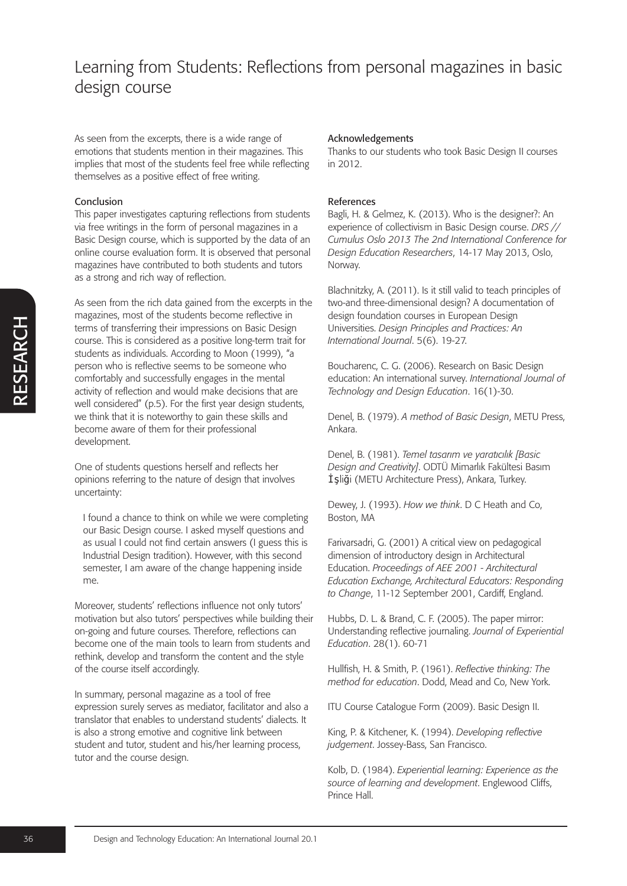As seen from the excerpts, there is a wide range of emotions that students mention in their magazines. This implies that most of the students feel free while reflecting themselves as a positive effect of free writing.

## Conclusion

This paper investigates capturing reflections from students via free writings in the form of personal magazines in a Basic Design course, which is supported by the data of an online course evaluation form. It is observed that personal magazines have contributed to both students and tutors as a strong and rich way of reflection.

As seen from the rich data gained from the excerpts in the magazines, most of the students become reflective in terms of transferring their impressions on Basic Design course. This is considered as a positive long-term trait for students as individuals. According to Moon (1999), "a person who is reflective seems to be someone who comfortably and successfully engages in the mental activity of reflection and would make decisions that are well considered" (p.5). For the first year design students, we think that it is noteworthy to gain these skills and become aware of them for their professional development.

One of students questions herself and reflects her opinions referring to the nature of design that involves uncertainty:

> I found a chance to think on while we were completing our Basic Design course. I asked myself questions and as usual I could not find certain answers (I guess this is Industrial Design tradition). However, with this second semester, I am aware of the change happening inside me.

Moreover, students' reflections influence not only tutors' motivation but also tutors' perspectives while building their on-going and future courses. Therefore, reflections can become one of the main tools to learn from students and rethink, develop and transform the content and the style of the course itself accordingly.

In summary, personal magazine as a tool of free expression surely serves as mediator, facilitator and also a translator that enables to understand students' dialects. It is also a strong emotive and cognitive link between student and tutor, student and his/her learning process, tutor and the course design.

## Acknowledgements

Thanks to our students who took Basic Design II courses in 2012.

## References

Bagli, H. & Gelmez, K. (2013). Who is the designer?: An experience of collectivism in Basic Design course. *DRS // Cumulus Oslo 2013 The 2nd International Conference for Design Education Researchers*, 14-17 May 2013, Oslo, Norway.

Blachnitzky, A. (2011). Is it still valid to teach principles of two-and three-dimensional design? A documentation of design foundation courses in European Design Universities. *Design Principles and Practices: An International Journal*. 5(6). 19-27.

Boucharenc, C. G. (2006). Research on Basic Design education: An international survey. *International Journal of Technology and Design Education*. 16(1)-30.

Denel, B. (1979). *A method of Basic Design*, METU Press, Ankara.

Denel, B. (1981). *Temel tasarım ve yaratıcılık [Basic Design and Creativity]*. ODTÜ Mimarlık Fakültesi Basım İşliği (METU Architecture Press), Ankara, Turkey.

Dewey, J. (1993). *How we think*. D C Heath and Co, Boston, MA

Farivarsadri, G. (2001) A critical view on pedagogical dimension of introductory design in Architectural Education. *Proceedings of AEE 2001 - Architectural Education Exchange, Architectural Educators: Responding to Change*, 11-12 September 2001, Cardiff, England.

Hubbs, D. L. & Brand, C. F. (2005). The paper mirror: Understanding reflective journaling. *Journal of Experiential Education*. 28(1). 60-71

Hullfish, H. & Smith, P. (1961). *Reflective thinking: The method for education*. Dodd, Mead and Co, New York.

ITU Course Catalogue Form (2009). Basic Design II.

King, P. & Kitchener, K. (1994). *Developing reflective judgement*. Jossey-Bass, San Francisco.

Kolb, D. (1984). *Experiential learning: Experience as the source of learning and development*. Englewood Cliffs, Prince Hall.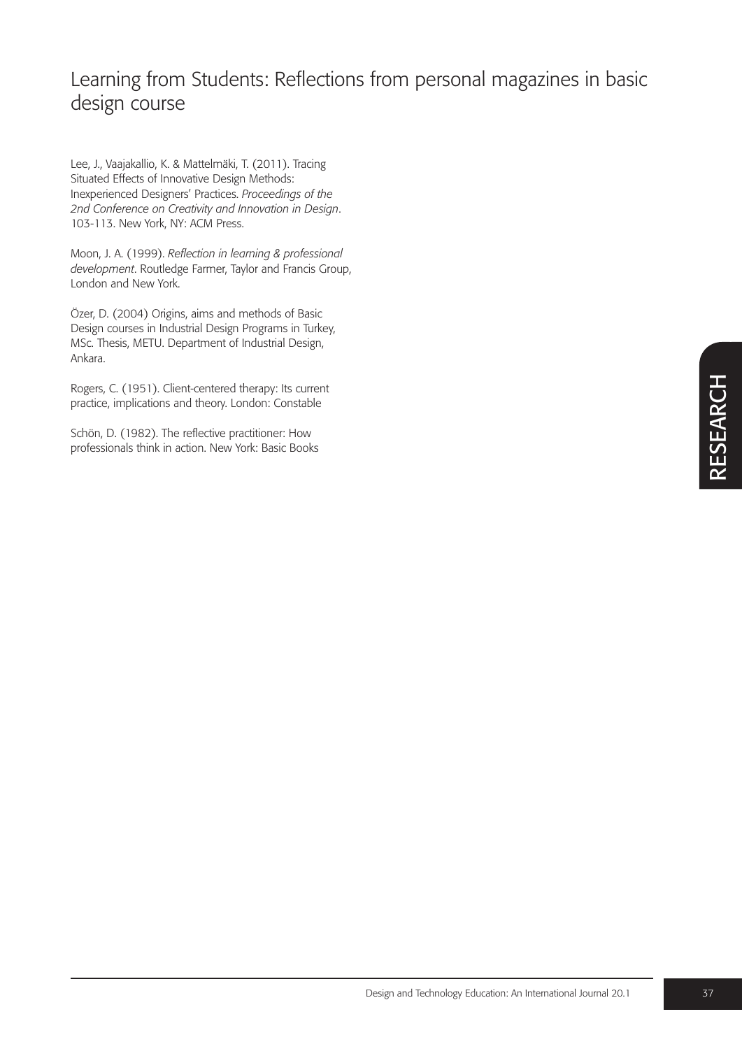Lee, J., Vaajakallio, K. & Mattelmäki, T. (2011). Tracing Situated Effects of Innovative Design Methods: Inexperienced Designers' Practices. *Proceedings of the 2nd Conference on Creativity and Innovation in Design*. 103-113. New York, NY: ACM Press.

Moon, J. A. (1999). *Reflection in learning & professional development*. Routledge Farmer, Taylor and Francis Group, London and New York.

Özer, D. (2004) Origins, aims and methods of Basic Design courses in Industrial Design Programs in Turkey, MSc. Thesis, METU. Department of Industrial Design, Ankara.

Rogers, C. (1951). Client-centered therapy: Its current practice, implications and theory. London: Constable

Schön, D. (1982). The reflective practitioner: How professionals think in action. New York: Basic Books